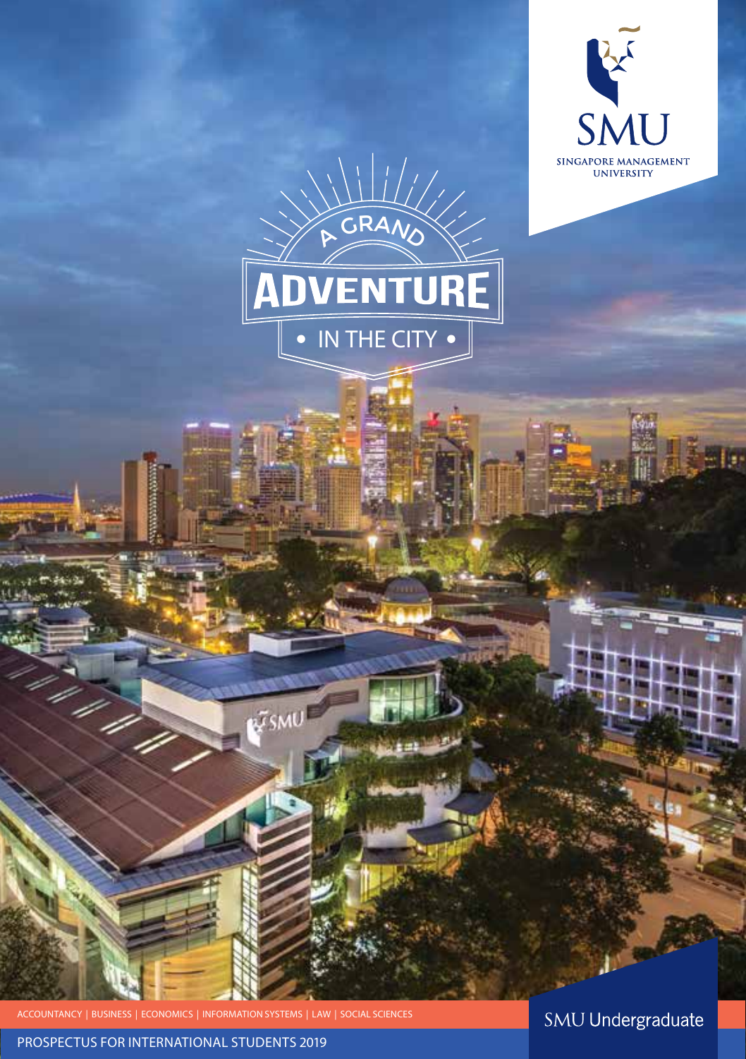SMU

SINGAPORE MANAGEMENT UNIVERSITY

# A GRAND ADVENTURE • IN THE CITY •

ACCOUNTANCY | BUSINESS | ECONOMICS | INFORMATION SYSTEMS | LAW | SOCIAL SCIENCES

SMU Undergraduate

PROSPECTUS FOR INTERNATIONAL STUDENTS 2019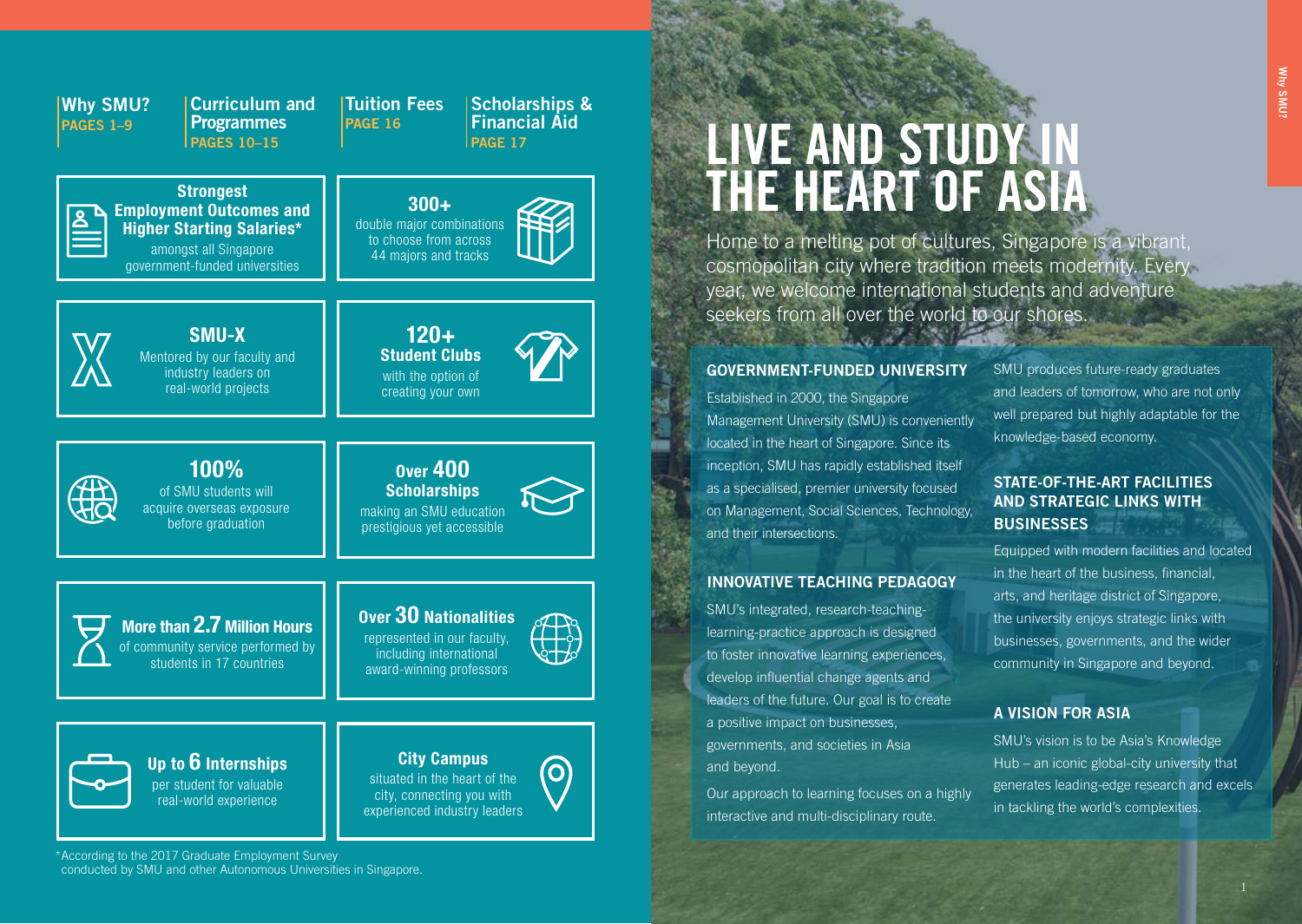**Why SMU?**
PAGES 1–9

**Curriculum and Programmes**
PAGES 10–15

**Tuition Fees**
PAGE 16

**Scholarships & Financial Aid**
PAGE 17

**Strongest Employment Outcomes and Higher Starting Salaries*** amongst all Singapore government-funded universities

**300+** double major combinations to choose from across 44 majors and tracks

**SMU-X** Mentored by our faculty and industry leaders on real-world projects

**120+ Student Clubs** with the option of creating your own

**100%** of SMU students will acquire overseas exposure before graduation

**Over 400 Scholarships** making an SMU education prestigious yet accessible

**More than 2.7 Million Hours** of community service performed by students in 17 countries

**Over 30 Nationalities** represented in our faculty, including international award-winning professors

**Up to 6 Internships** per student for valuable real-world experience

**City Campus** situated in the heart of the city, connecting you with experienced industry leaders

*According to the 2017 Graduate Employment Survey conducted by SMU and other Autonomous Universities in Singapore.

# LIVE AND STUDY IN THE HEART OF ASIA

Home to a melting pot of cultures, Singapore is a vibrant, cosmopolitan city where tradition meets modernity. Every year, we welcome international students and adventure seekers from all over the world to our shores.

## GOVERNMENT-FUNDED UNIVERSITY

Established in 2000, the Singapore Management University (SMU) is conveniently located in the heart of Singapore. Since its inception, SMU has rapidly established itself as a specialised, premier university focused on Management, Social Sciences, Technology, and their intersections.

## INNOVATIVE TEACHING PEDAGOGY

SMU's integrated, research-teaching-learning-practice approach is designed to foster innovative learning experiences, develop influential change agents and leaders of the future. Our goal is to create a positive impact on businesses, governments, and societies in Asia and beyond.

Our approach to learning focuses on a highly interactive and multi-disciplinary route.

SMU produces future-ready graduates and leaders of tomorrow, who are not only well prepared but highly adaptable for the knowledge-based economy.

## STATE-OF-THE-ART FACILITIES AND STRATEGIC LINKS WITH BUSINESSES

Equipped with modern facilities and located in the heart of the business, financial, arts, and heritage district of Singapore, the university enjoys strategic links with businesses, governments, and the wider community in Singapore and beyond.

## A VISION FOR ASIA

SMU's vision is to be Asia's Knowledge Hub – an iconic global-city university that generates leading-edge research and excels in tackling the world's complexities.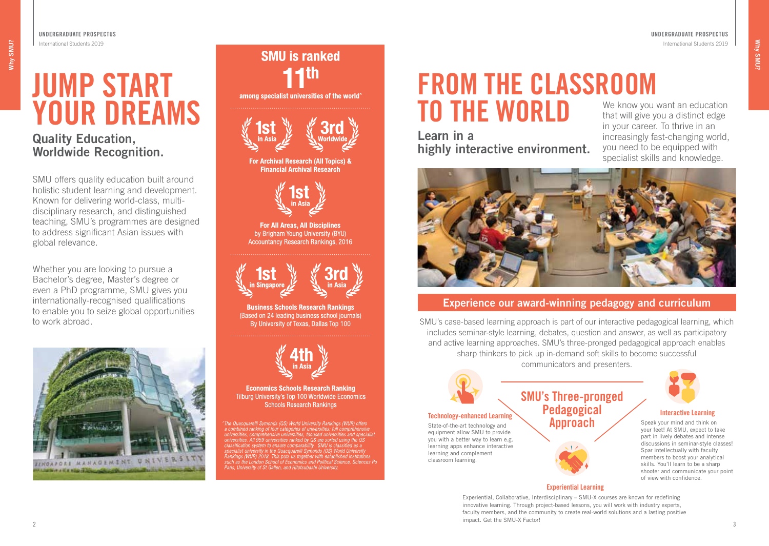# JUMP START YOUR DREAMS

## Quality Education, Worldwide Recognition.

SMU offers quality education built around holistic student learning and development. Known for delivering world-class, multi-disciplinary research, and distinguished teaching, SMU's programmes are designed to address significant Asian issues with global relevance.

Whether you are looking to pursue a Bachelor's degree, Master's degree or even a PhD programme, SMU gives you internationally-recognised qualifications to enable you to seize global opportunities to work abroad.

## SMU is ranked 11th

**among specialist universities of the world^**

**1st** in Asia | **3rd** Worldwide

**For Archival Research (All Topics) & Financial Archival Research**

**1st** in Asia

**For All Areas, All Disciplines**
by Brigham Young University (BYU) Accountancy Research Rankings, 2016

**1st** in Singapore | **3rd** in Asia

**Business Schools Research Rankings**
(Based on 24 leading business school journals)
By University of Texas, Dallas Top 100

**4th** in Asia

**Economics Schools Research Ranking**
Tilburg University's Top 100 Worldwide Economics Schools Research Rankings

*^The Quacquarelli Symonds (QS) World University Rankings (WUR) offers a combined ranking of four categories of universities: full comprehensive universities, comprehensive universities, focused universities and specialist universities. All 959 universities ranked by QS are sorted using the QS classification system to ensure comparability. SMU is classified as a specialist university in the Quacquarelli Symonds (QS) World University Rankings (WUR) 2018. This puts us together with established institutions such as the London School of Economics and Political Science, Sciences Po Paris, University of St Gallen, and Hitotsubashi University.*

# FROM THE CLASSROOM TO THE WORLD

## Learn in a highly interactive environment.

We know you want an education that will give you a distinct edge in your career. To thrive in an increasingly fast-changing world, you need to be equipped with specialist skills and knowledge.

### Experience our award-winning pedagogy and curriculum

SMU's case-based learning approach is part of our interactive pedagogical learning, which includes seminar-style learning, debates, question and answer, as well as participatory and active learning approaches. SMU's three-pronged pedagogical approach enables sharp thinkers to pick up in-demand soft skills to become successful communicators and presenters.

### SMU's Three-pronged Pedagogical Approach

**Technology-enhanced Learning**

State-of-the-art technology and equipment allow SMU to provide you with a better way to learn e.g. learning apps enhance interactive learning and complement classroom learning.

**Interactive Learning**

Speak your mind and think on your feet! At SMU, expect to take part in lively debates and intense discussions in seminar-style classes! Spar intellectually with faculty members to boost your analytical skills. You'll learn to be a sharp shooter and communicate your point of view with confidence.

**Experiential Learning**

Experiential, Collaborative, Interdisciplinary – SMU-X courses are known for redefining innovative learning. Through project-based lessons, you will work with industry experts, faculty members, and the community to create real-world solutions and a lasting positive impact. Get the SMU-X Factor!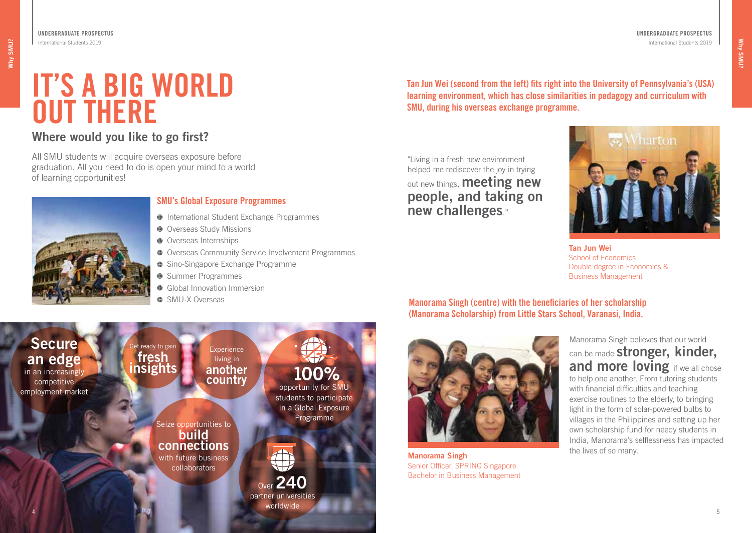# IT'S A BIG WORLD OUT THERE

## Where would you like to go first?

All SMU students will acquire overseas exposure before graduation. All you need to do is open your mind to a world of learning opportunities!

### SMU's Global Exposure Programmes

- International Student Exchange Programmes
- Overseas Study Missions
- Overseas Internships
- Overseas Community Service Involvement Programmes
- Sino-Singapore Exchange Programme
- Summer Programmes
- Global Innovation Immersion
- SMU-X Overseas

**Secure an edge** in an increasingly competitive employment market

Get ready to gain **fresh insights**

Experience living in **another country**

**100%** opportunity for SMU students to participate in a Global Exposure Programme

Seize opportunities to **build connections** with future business collaborators

Over **240** partner universities worldwide

**Tan Jun Wei (second from the left) fits right into the University of Pennsylvania's (USA) learning environment, which has close similarities in pedagogy and curriculum with SMU, during his overseas exchange programme.**

"Living in a fresh new environment helped me rediscover the joy in trying out new things, **meeting new people, and taking on new challenges**."

**Tan Jun Wei**
School of Economics
Double degree in Economics & Business Management

**Manorama Singh (centre) with the beneficiaries of her scholarship (Manorama Scholarship) from Little Stars School, Varanasi, India.**

Manorama Singh believes that our world can be made **stronger, kinder, and more loving** if we all chose to help one another. From tutoring students with financial difficulties and teaching exercise routines to the elderly, to bringing light in the form of solar-powered bulbs to villages in the Philippines and setting up her own scholarship fund for needy students in India, Manorama's selflessness has impacted the lives of so many.

**Manorama Singh**
Senior Officer, SPRING Singapore
Bachelor in Business Management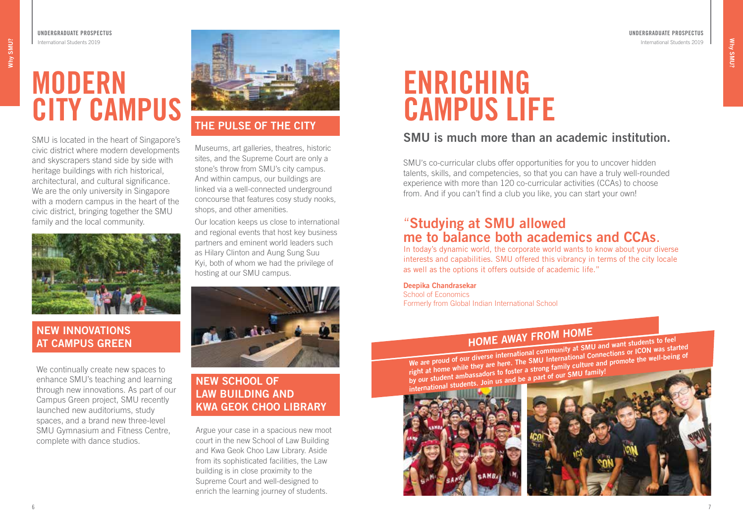# MODERN CITY CAMPUS

SMU is located in the heart of Singapore's civic district where modern developments and skyscrapers stand side by side with heritage buildings with rich historical, architectural, and cultural significance. We are the only university in Singapore with a modern campus in the heart of the civic district, bringing together the SMU family and the local community.

## NEW INNOVATIONS AT CAMPUS GREEN

We continually create new spaces to enhance SMU's teaching and learning through new innovations. As part of our Campus Green project, SMU recently launched new auditoriums, study spaces, and a brand new three-level SMU Gymnasium and Fitness Centre, complete with dance studios.

## THE PULSE OF THE CITY

Museums, art galleries, theatres, historic sites, and the Supreme Court are only a stone's throw from SMU's city campus. And within campus, our buildings are linked via a well-connected underground concourse that features cosy study nooks, shops, and other amenities.

Our location keeps us close to international and regional events that host key business partners and eminent world leaders such as Hilary Clinton and Aung Sung Suu Kyi, both of whom we had the privilege of hosting at our SMU campus.

## NEW SCHOOL OF LAW BUILDING AND KWA GEOK CHOO LIBRARY

Argue your case in a spacious new moot court in the new School of Law Building and Kwa Geok Choo Law Library. Aside from its sophisticated facilities, the Law building is in close proximity to the Supreme Court and well-designed to enrich the learning journey of students.

# ENRICHING CAMPUS LIFE

## SMU is much more than an academic institution.

SMU's co-curricular clubs offer opportunities for you to uncover hidden talents, skills, and competencies, so that you can have a truly well-rounded experience with more than 120 co-curricular activities (CCAs) to choose from. And if you can't find a club you like, you can start your own!

### "Studying at SMU allowed me to balance both academics and CCAs.

In today's dynamic world, the corporate world wants to know about your diverse interests and capabilities. SMU offered this vibrancy in terms of the city locale as well as the options it offers outside of academic life."

**Deepika Chandrasekar**
School of Economics
Formerly from Global Indian International School

## HOME AWAY FROM HOME

**We are proud of our diverse international community at SMU and want students to feel right at home while they are here. The SMU International Connections or ICON was started by our student ambassadors to foster a strong family culture and promote the well-being of international students. Join us and be a part of our SMU family!**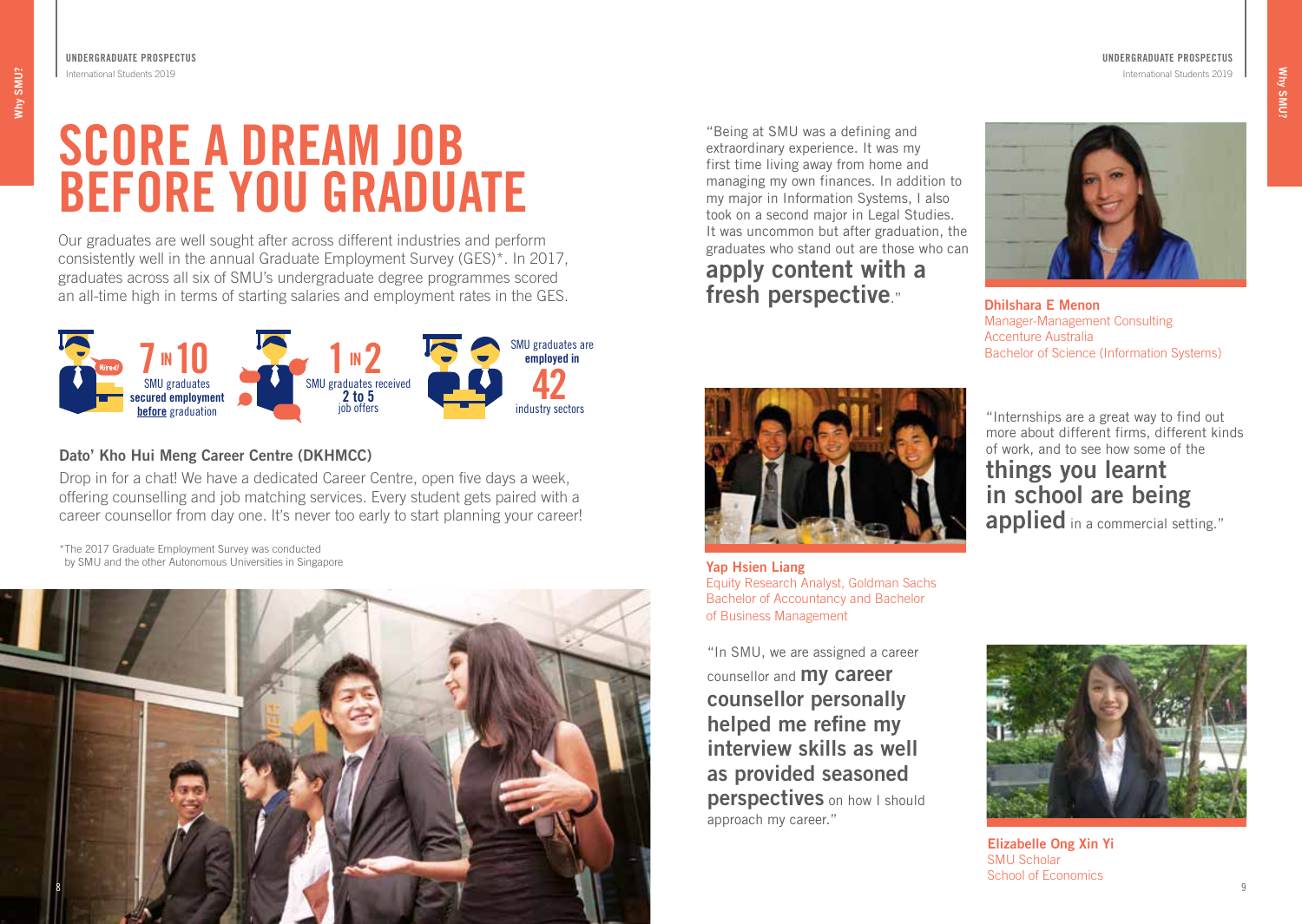# SCORE A DREAM JOB BEFORE YOU GRADUATE

Our graduates are well sought after across different industries and perform consistently well in the annual Graduate Employment Survey (GES)*. In 2017, graduates across all six of SMU's undergraduate degree programmes scored an all-time high in terms of starting salaries and employment rates in the GES.

**7 IN 10** SMU graduates **secured employment before** graduation

**1 IN 2** SMU graduates received **2 to 5** job offers

SMU graduates are **employed in** **42** industry sectors

### Dato' Kho Hui Meng Career Centre (DKHMCC)

Drop in for a chat! We have a dedicated Career Centre, open five days a week, offering counselling and job matching services. Every student gets paired with a career counsellor from day one. It's never too early to start planning your career!

*The 2017 Graduate Employment Survey was conducted by SMU and the other Autonomous Universities in Singapore

"Being at SMU was a defining and extraordinary experience. It was my first time living away from home and managing my own finances. In addition to my major in Information Systems, I also took on a second major in Legal Studies. It was uncommon but after graduation, the graduates who stand out are those who can **apply content with a fresh perspective**."

**Dhilshara E Menon**
Manager-Management Consulting
Accenture Australia
Bachelor of Science (Information Systems)

"Internships are a great way to find out more about different firms, different kinds of work, and to see how some of the **things you learnt in school are being applied** in a commercial setting."

**Yap Hsien Liang**
Equity Research Analyst, Goldman Sachs
Bachelor of Accountancy and Bachelor of Business Management

"In SMU, we are assigned a career counsellor and **my career counsellor personally helped me refine my interview skills as well as provided seasoned perspectives** on how I should approach my career."

**Elizabelle Ong Xin Yi**
SMU Scholar
School of Economics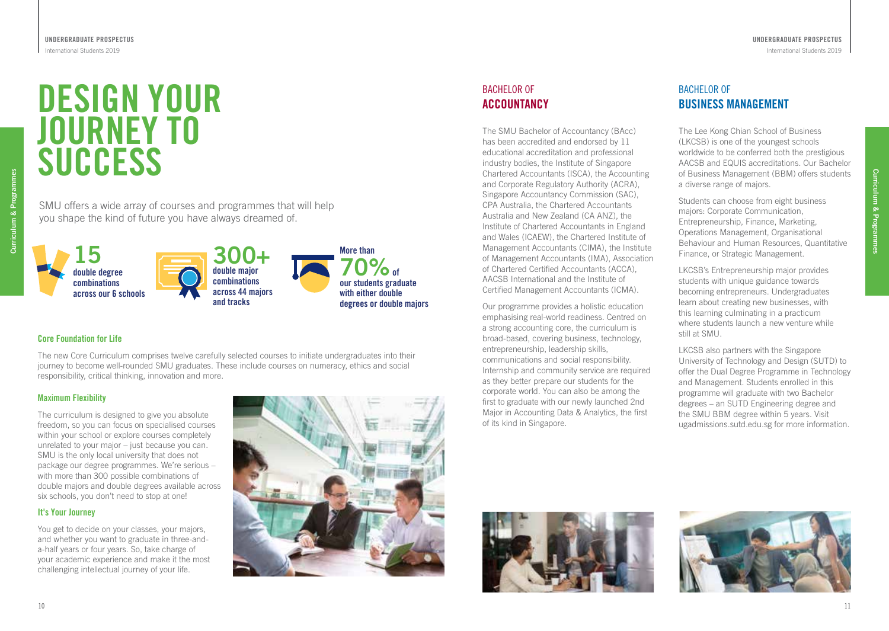# DESIGN YOUR JOURNEY TO SUCCESS

SMU offers a wide array of courses and programmes that will help you shape the kind of future you have always dreamed of.

**15** double degree combinations across our 6 schools

**300+** double major combinations across 44 majors and tracks

More than **70%** of our students graduate with either double degrees or double majors

### Core Foundation for Life

The new Core Curriculum comprises twelve carefully selected courses to initiate undergraduates into their journey to become well-rounded SMU graduates. These include courses on numeracy, ethics and social responsibility, critical thinking, innovation and more.

### Maximum Flexibility

The curriculum is designed to give you absolute freedom, so you can focus on specialised courses within your school or explore courses completely unrelated to your major – just because you can. SMU is the only local university that does not package our degree programmes. We're serious – with more than 300 possible combinations of double majors and double degrees available across six schools, you don't need to stop at one!

### It's Your Journey

You get to decide on your classes, your majors, and whether you want to graduate in three-and-a-half years or four years. So, take charge of your academic experience and make it the most challenging intellectual journey of your life.

## BACHELOR OF ACCOUNTANCY

The SMU Bachelor of Accountancy (BAcc) has been accredited and endorsed by 11 educational accreditation and professional industry bodies, the Institute of Singapore Chartered Accountants (ISCA), the Accounting and Corporate Regulatory Authority (ACRA), Singapore Accountancy Commission (SAC), CPA Australia, the Chartered Accountants Australia and New Zealand (CA ANZ), the Institute of Chartered Accountants in England and Wales (ICAEW), the Chartered Institute of Management Accountants (CIMA), the Institute of Management Accountants (IMA), Association of Chartered Certified Accountants (ACCA), AACSB International and the Institute of Certified Management Accountants (ICMA).

Our programme provides a holistic education emphasising real-world readiness. Centred on a strong accounting core, the curriculum is broad-based, covering business, technology, entrepreneurship, leadership skills, communications and social responsibility. Internship and community service are required as they better prepare our students for the corporate world. You can also be among the first to graduate with our newly launched 2nd Major in Accounting Data & Analytics, the first of its kind in Singapore.

## BACHELOR OF BUSINESS MANAGEMENT

The Lee Kong Chian School of Business (LKCSB) is one of the youngest schools worldwide to be conferred both the prestigious AACSB and EQUIS accreditations. Our Bachelor of Business Management (BBM) offers students a diverse range of majors.

Students can choose from eight business majors: Corporate Communication, Entrepreneurship, Finance, Marketing, Operations Management, Organisational Behaviour and Human Resources, Quantitative Finance, or Strategic Management.

LKCSB's Entrepreneurship major provides students with unique guidance towards becoming entrepreneurs. Undergraduates learn about creating new businesses, with this learning culminating in a practicum where students launch a new venture while still at SMU.

LKCSB also partners with the Singapore University of Technology and Design (SUTD) to offer the Dual Degree Programme in Technology and Management. Students enrolled in this programme will graduate with two Bachelor degrees – an SUTD Engineering degree and the SMU BBM degree within 5 years. Visit ugadmissions.sutd.edu.sg for more information.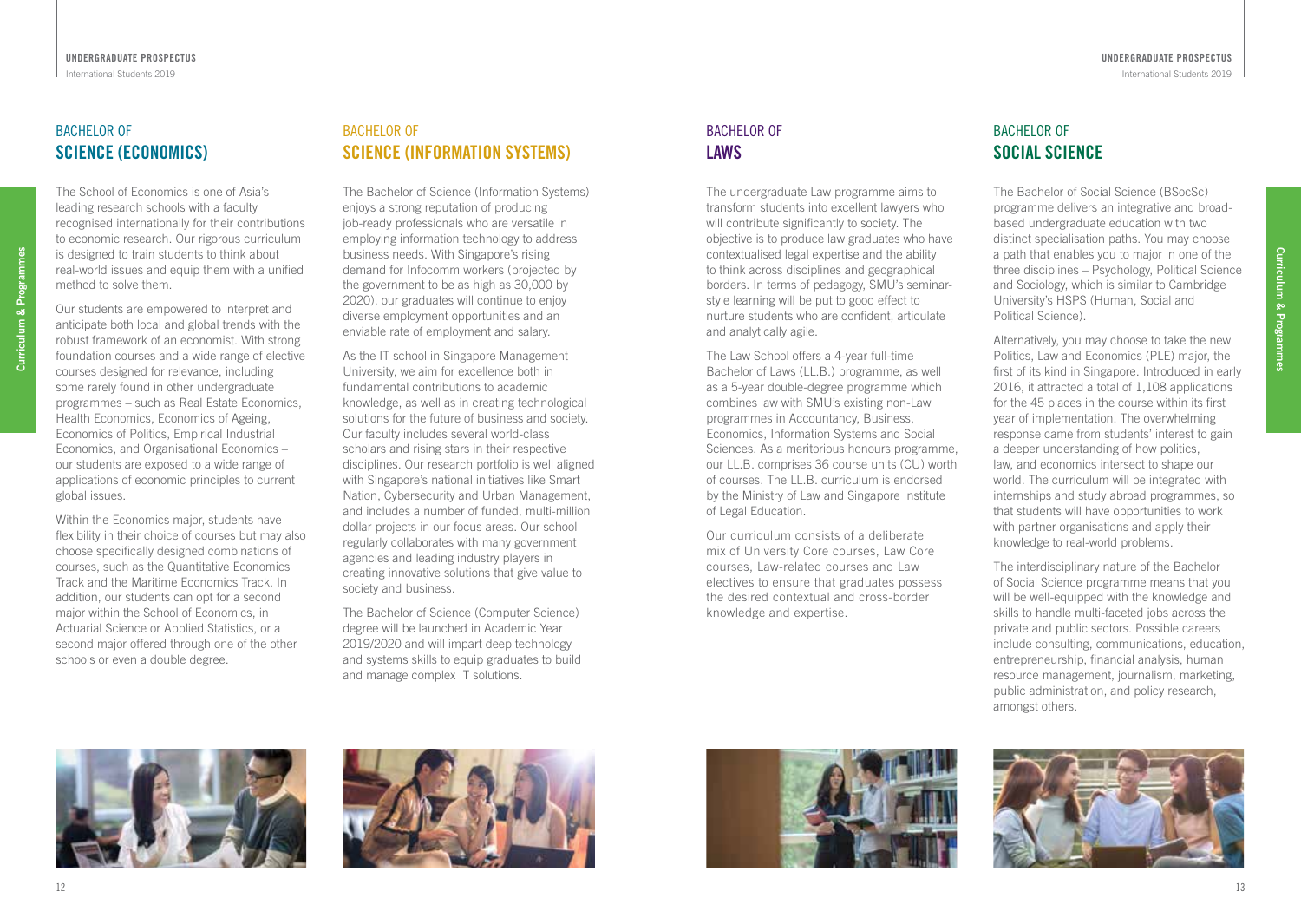## BACHELOR OF SCIENCE (ECONOMICS)

The School of Economics is one of Asia's leading research schools with a faculty recognised internationally for their contributions to economic research. Our rigorous curriculum is designed to train students to think about real-world issues and equip them with a unified method to solve them.

Our students are empowered to interpret and anticipate both local and global trends with the robust framework of an economist. With strong foundation courses and a wide range of elective courses designed for relevance, including some rarely found in other undergraduate programmes – such as Real Estate Economics, Health Economics, Economics of Ageing, Economics of Politics, Empirical Industrial Economics, and Organisational Economics – our students are exposed to a wide range of applications of economic principles to current global issues.

Within the Economics major, students have flexibility in their choice of courses but may also choose specifically designed combinations of courses, such as the Quantitative Economics Track and the Maritime Economics Track. In addition, our students can opt for a second major within the School of Economics, in Actuarial Science or Applied Statistics, or a second major offered through one of the other schools or even a double degree.

## BACHELOR OF SCIENCE (INFORMATION SYSTEMS)

The Bachelor of Science (Information Systems) enjoys a strong reputation of producing job-ready professionals who are versatile in employing information technology to address business needs. With Singapore's rising demand for Infocomm workers (projected by the government to be as high as 30,000 by 2020), our graduates will continue to enjoy diverse employment opportunities and an enviable rate of employment and salary.

As the IT school in Singapore Management University, we aim for excellence both in fundamental contributions to academic knowledge, as well as in creating technological solutions for the future of business and society. Our faculty includes several world-class scholars and rising stars in their respective disciplines. Our research portfolio is well aligned with Singapore's national initiatives like Smart Nation, Cybersecurity and Urban Management, and includes a number of funded, multi-million dollar projects in our focus areas. Our school regularly collaborates with many government agencies and leading industry players in creating innovative solutions that give value to society and business.

The Bachelor of Science (Computer Science) degree will be launched in Academic Year 2019/2020 and will impart deep technology and systems skills to equip graduates to build and manage complex IT solutions.

## BACHELOR OF LAWS

The undergraduate Law programme aims to transform students into excellent lawyers who will contribute significantly to society. The objective is to produce law graduates who have contextualised legal expertise and the ability to think across disciplines and geographical borders. In terms of pedagogy, SMU's seminar-style learning will be put to good effect to nurture students who are confident, articulate and analytically agile.

The Law School offers a 4-year full-time Bachelor of Laws (LL.B.) programme, as well as a 5-year double-degree programme which combines law with SMU's existing non-Law programmes in Accountancy, Business, Economics, Information Systems and Social Sciences. As a meritorious honours programme, our LL.B. comprises 36 course units (CU) worth of courses. The LL.B. curriculum is endorsed by the Ministry of Law and Singapore Institute of Legal Education.

Our curriculum consists of a deliberate mix of University Core courses, Law Core courses, Law-related courses and Law electives to ensure that graduates possess the desired contextual and cross-border knowledge and expertise.

## BACHELOR OF SOCIAL SCIENCE

The Bachelor of Social Science (BSocSc) programme delivers an integrative and broad-based undergraduate education with two distinct specialisation paths. You may choose a path that enables you to major in one of the three disciplines – Psychology, Political Science and Sociology, which is similar to Cambridge University's HSPS (Human, Social and Political Science).

Alternatively, you may choose to take the new Politics, Law and Economics (PLE) major, the first of its kind in Singapore. Introduced in early 2016, it attracted a total of 1,108 applications for the 45 places in the course within its first year of implementation. The overwhelming response came from students' interest to gain a deeper understanding of how politics, law, and economics intersect to shape our world. The curriculum will be integrated with internships and study abroad programmes, so that students will have opportunities to work with partner organisations and apply their knowledge to real-world problems.

The interdisciplinary nature of the Bachelor of Social Science programme means that you will be well-equipped with the knowledge and skills to handle multi-faceted jobs across the private and public sectors. Possible careers include consulting, communications, education, entrepreneurship, financial analysis, human resource management, journalism, marketing, public administration, and policy research, amongst others.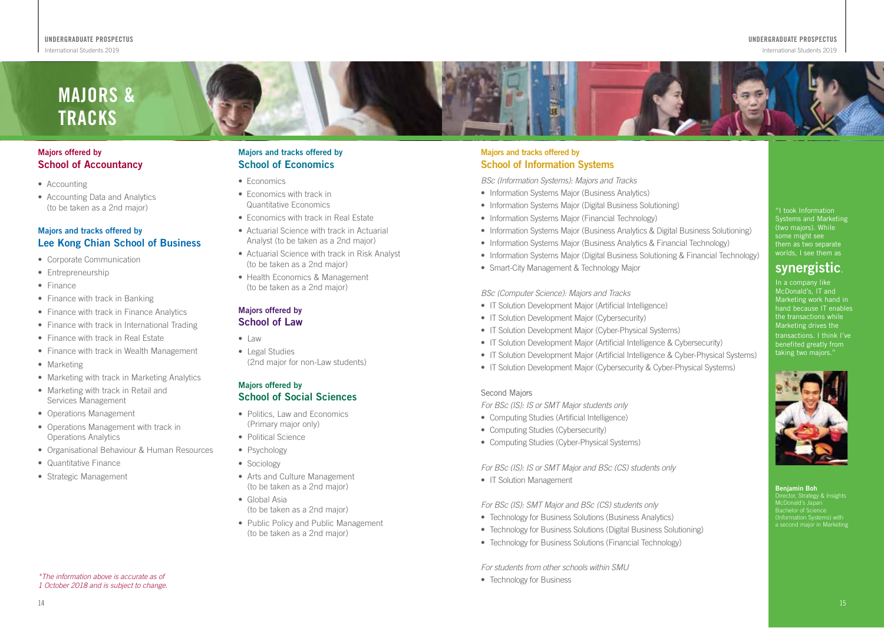# MAJORS & TRACKS

Majors offered by
## School of Accountancy

- Accounting
- Accounting Data and Analytics (to be taken as a 2nd major)

Majors and tracks offered by
## Lee Kong Chian School of Business

- Corporate Communication
- Entrepreneurship
- Finance
- Finance with track in Banking
- Finance with track in Finance Analytics
- Finance with track in International Trading
- Finance with track in Real Estate
- Finance with track in Wealth Management
- Marketing
- Marketing with track in Marketing Analytics
- Marketing with track in Retail and Services Management
- Operations Management
- Operations Management with track in Operations Analytics
- Organisational Behaviour & Human Resources
- Quantitative Finance
- Strategic Management

*\*The information above is accurate as of 1 October 2018 and is subject to change.*

Majors and tracks offered by
## School of Economics

- Economics
- Economics with track in Quantitative Economics
- Economics with track in Real Estate
- Actuarial Science with track in Actuarial Analyst (to be taken as a 2nd major)
- Actuarial Science with track in Risk Analyst (to be taken as a 2nd major)
- Health Economics & Management (to be taken as a 2nd major)

Majors offered by
## School of Law

- Law
- Legal Studies (2nd major for non-Law students)

Majors offered by
## School of Social Sciences

- Politics, Law and Economics (Primary major only)
- Political Science
- Psychology
- Sociology
- Arts and Culture Management (to be taken as a 2nd major)
- Global Asia (to be taken as a 2nd major)
- Public Policy and Public Management (to be taken as a 2nd major)

Majors and tracks offered by
## School of Information Systems

*BSc (Information Systems): Majors and Tracks*

- Information Systems Major (Business Analytics)
- Information Systems Major (Digital Business Solutioning)
- Information Systems Major (Financial Technology)
- Information Systems Major (Business Analytics & Digital Business Solutioning)
- Information Systems Major (Business Analytics & Financial Technology)
- Information Systems Major (Digital Business Solutioning & Financial Technology)
- Smart-City Management & Technology Major

*BSc (Computer Science): Majors and Tracks*

- IT Solution Development Major (Artificial Intelligence)
- IT Solution Development Major (Cybersecurity)
- IT Solution Development Major (Cyber-Physical Systems)
- IT Solution Development Major (Artificial Intelligence & Cybersecurity)
- IT Solution Development Major (Artificial Intelligence & Cyber-Physical Systems)
- IT Solution Development Major (Cybersecurity & Cyber-Physical Systems)

Second Majors

*For BSc (IS): IS or SMT Major students only*

- Computing Studies (Artificial Intelligence)
- Computing Studies (Cybersecurity)
- Computing Studies (Cyber-Physical Systems)

*For BSc (IS): IS or SMT Major and BSc (CS) students only*

- IT Solution Management

*For BSc (IS): SMT Major and BSc (CS) students only*

- Technology for Business Solutions (Business Analytics)
- Technology for Business Solutions (Digital Business Solutioning)
- Technology for Business Solutions (Financial Technology)

*For students from other schools within SMU*

- Technology for Business

"I took Information Systems and Marketing (two majors). While some might see them as two separate worlds, I see them as **synergistic**.

In a company like McDonald's, IT and Marketing work hand in hand because IT enables the transactions while Marketing drives the transactions. I think I've benefited greatly from taking two majors."

**Benjamin Boh**
Director, Strategy & Insights
McDonald's Japan
Bachelor of Science (Information Systems) with a second major in Marketing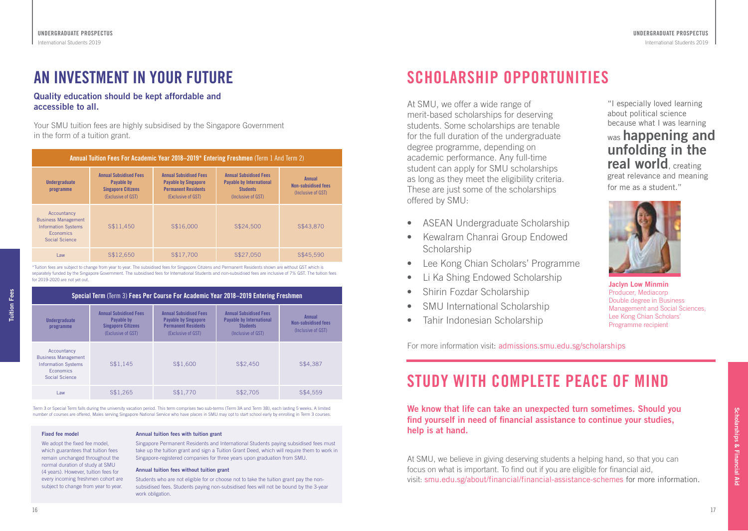# AN INVESTMENT IN YOUR FUTURE

**Quality education should be kept affordable and accessible to all.**

Your SMU tuition fees are highly subsidised by the Singapore Government in the form of a tuition grant.

**Annual Tuition Fees For Academic Year 2018–2019* Entering Freshmen (Term 1 And Term 2)**

| Undergraduate programme | Annual Subsidised Fees Payable by Singapore Citizens (Exclusive of GST) | Annual Subsidised Fees Payable by Singapore Permanent Residents (Exclusive of GST) | Annual Subsidised Fees Payable by International Students (Inclusive of GST) | Annual Non-subsidised fees (Inclusive of GST) |
|---|---|---|---|---|
| Accountancy<br>Business Management<br>Information Systems<br>Economics<br>Social Science | S$11,450 | S$16,000 | S$24,500 | S$43,870 |
| Law | S$12,650 | S$17,700 | S$27,050 | S$45,590 |

*Tuition fees are subject to change from year to year. The subsidised fees for Singapore Citizens and Permanent Residents shown are without GST which is separately funded by the Singapore Government. The subsidised fees for International Students and non-subsidised fees are inclusive of 7% GST. The tuition fees for 2019-2020 are not yet out.

**Special Term (Term 3) Fees Per Course For Academic Year 2018–2019 Entering Freshmen**

| Undergraduate programme | Annual Subsidised Fees Payable by Singapore Citizens (Exclusive of GST) | Annual Subsidised Fees Payable by Singapore Permanent Residents (Exclusive of GST) | Annual Subsidised Fees Payable by International Students (Inclusive of GST) | Annual Non-subsidised fees (Inclusive of GST) |
|---|---|---|---|---|
| Accountancy<br>Business Management<br>Information Systems<br>Economics<br>Social Science | S$1,145 | S$1,600 | S$2,450 | S$4,387 |
| Law | S$1,265 | S$1,770 | S$2,705 | S$4,559 |

Term 3 or Special Term falls during the university vacation period. This term comprises two sub-terms (Term 3A and Term 3B), each lasting 5 weeks. A limited number of courses are offered. Males serving Singapore National Service who have places in SMU may opt to start school early by enrolling in Term 3 courses.

**Fixed fee model**

We adopt the fixed fee model, which guarantees that tuition fees remain unchanged throughout the normal duration of study at SMU (4 years). However, tuition fees for every incoming freshmen cohort are subject to change from year to year.

**Annual tuition fees with tuition grant**

Singapore Permanent Residents and International Students paying subsidised fees must take up the tuition grant and sign a Tuition Grant Deed, which will require them to work in Singapore-registered companies for three years upon graduation from SMU.

**Annual tuition fees without tuition grant**

Students who are not eligible for or choose not to take the tuition grant pay the non-subsidised fees. Students paying non-subsidised fees will not be bound by the 3-year work obligation.

# SCHOLARSHIP OPPORTUNITIES

At SMU, we offer a wide range of merit-based scholarships for deserving students. Some scholarships are tenable for the full duration of the undergraduate degree programme, depending on academic performance. Any full-time student can apply for SMU scholarships as long as they meet the eligibility criteria. These are just some of the scholarships offered by SMU:

- ASEAN Undergraduate Scholarship
- Kewalram Chanrai Group Endowed Scholarship
- Lee Kong Chian Scholars' Programme
- Li Ka Shing Endowed Scholarship
- Shirin Fozdar Scholarship
- SMU International Scholarship
- Tahir Indonesian Scholarship

"I especially loved learning about political science because what I was learning was **happening and unfolding in the real world**, creating great relevance and meaning for me as a student."

**Jaclyn Low Minmin**
Producer, Mediacorp
Double degree in Business Management and Social Sciences,
Lee Kong Chian Scholars' Programme recipient

For more information visit: admissions.smu.edu.sg/scholarships

# STUDY WITH COMPLETE PEACE OF MIND

**We know that life can take an unexpected turn sometimes. Should you find yourself in need of financial assistance to continue your studies, help is at hand.**

At SMU, we believe in giving deserving students a helping hand, so that you can focus on what is important. To find out if you are eligible for financial aid, visit: smu.edu.sg/about/financial/financial-assistance-schemes for more information.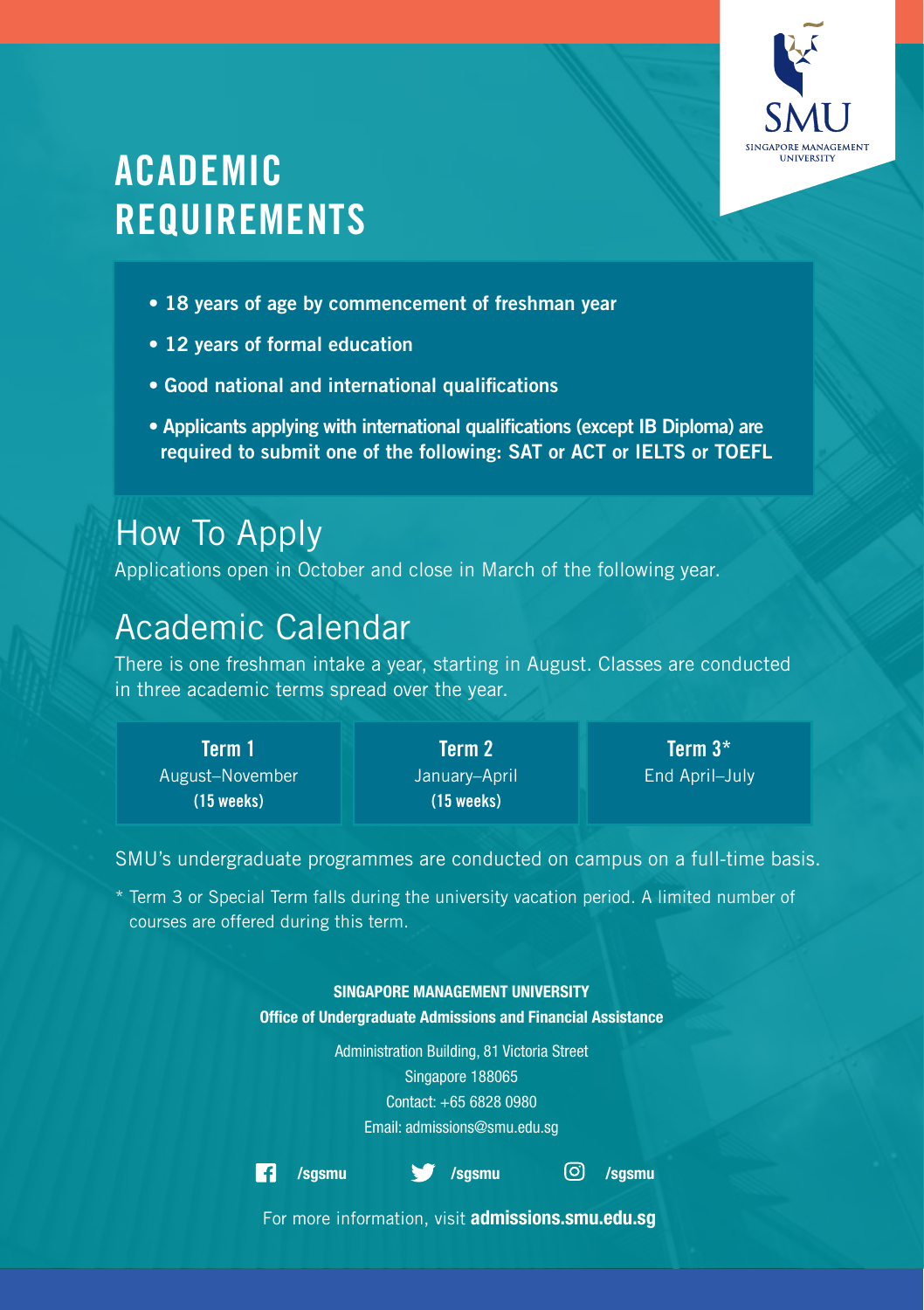# ACADEMIC REQUIREMENTS

- **18 years of age by commencement of freshman year**
- **12 years of formal education**
- **Good national and international qualifications**
- **Applicants applying with international qualifications (except IB Diploma) are required to submit one of the following: SAT or ACT or IELTS or TOEFL**

## How To Apply

Applications open in October and close in March of the following year.

## Academic Calendar

There is one freshman intake a year, starting in August. Classes are conducted in three academic terms spread over the year.

| Term 1 | Term 2 | Term 3* |
|---|---|---|
| August–November **(15 weeks)** | January–April **(15 weeks)** | End April–July |

SMU's undergraduate programmes are conducted on campus on a full-time basis.

\* Term 3 or Special Term falls during the university vacation period. A limited number of courses are offered during this term.

**SINGAPORE MANAGEMENT UNIVERSITY**
**Office of Undergraduate Admissions and Financial Assistance**

Administration Building, 81 Victoria Street
Singapore 188065
Contact: +65 6828 0980
Email: admissions@smu.edu.sg

**/sgsmu** **/sgsmu** **/sgsmu**

For more information, visit **admissions.smu.edu.sg**